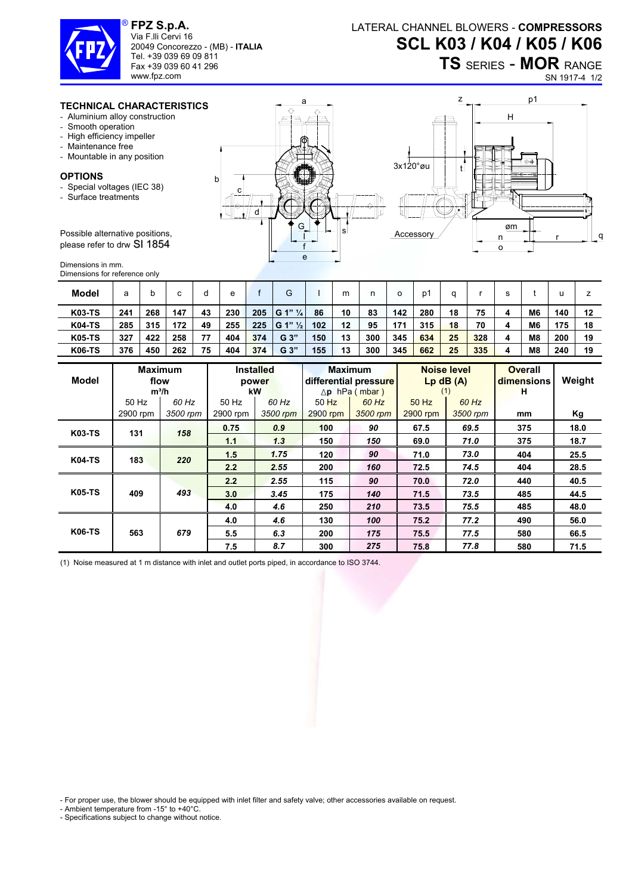# FPZ S.p.A.

Via F.lli Cervi 16
20049 Concorezzo - (MB) - **ITALIA**
Tel. +39 039 69 09 811
Fax +39 039 60 41 296
www.fpz.com

LATERAL CHANNEL BLOWERS - **COMPRESSORS**

# SCL K03 / K04 / K05 / K06

## TS SERIES - MOR RANGE

SN 1917-4 1/2

### TECHNICAL CHARACTERISTICS

- Aluminium alloy construction
- Smooth operation
- High efficiency impeller
- Maintenance free
- Mountable in any position

### OPTIONS

- Special voltages (IEC 38)
- Surface treatments

Possible alternative positions, please refer to drw SI 1854

Dimensions in mm.
Dimensions for reference only

| Model | a | b | c | d | e | f | G | l | m | n | o | p1 | q | r | s | t | u | z |
|---|---|---|---|---|---|---|---|---|---|---|---|---|---|---|---|---|---|---|
| K03-TS | 241 | 268 | 147 | 43 | 230 | 205 | G 1" ¼ | 86 | 10 | 83 | 142 | 280 | 18 | 75 | 4 | M6 | 140 | 12 |
| K04-TS | 285 | 315 | 172 | 49 | 255 | 225 | G 1" ½ | 102 | 12 | 95 | 171 | 315 | 18 | 70 | 4 | M6 | 175 | 18 |
| K05-TS | 327 | 422 | 258 | 77 | 404 | 374 | G 3" | 150 | 13 | 300 | 345 | 634 | 25 | 328 | 4 | M8 | 200 | 19 |
| K06-TS | 376 | 450 | 262 | 75 | 404 | 374 | G 3" | 155 | 13 | 300 | 345 | 662 | 25 | 335 | 4 | M8 | 240 | 19 |

| Model | Maximum flow $m^3/h$ | | Installed power kW | | Maximum differential pressure Δp hPa ( mbar ) | | Noise level Lp dB (A) (1) | | Overall dimensions H | Weight |
|---|---|---|---|---|---|---|---|---|---|---|
| | 50 Hz 2900 rpm | *60 Hz 3500 rpm* | 50 Hz 2900 rpm | *60 Hz 3500 rpm* | 50 Hz 2900 rpm | *60 Hz 3500 rpm* | 50 Hz 2900 rpm | *60 Hz 3500 rpm* | mm | Kg |
| K03-TS | 131 | ***158*** | 0.75 | ***0.9*** | 100 | ***90*** | 67.5 | ***69.5*** | 375 | 18.0 |
| | | | 1.1 | ***1.3*** | 150 | ***150*** | 69.0 | ***71.0*** | 375 | 18.7 |
| K04-TS | 183 | ***220*** | 1.5 | ***1.75*** | 120 | ***90*** | 71.0 | ***73.0*** | 404 | 25.5 |
| | | | 2.2 | ***2.55*** | 200 | ***160*** | 72.5 | ***74.5*** | 404 | 28.5 |
| K05-TS | 409 | ***493*** | 2.2 | ***2.55*** | 115 | ***90*** | 70.0 | ***72.0*** | 440 | 40.5 |
| | | | 3.0 | ***3.45*** | 175 | ***140*** | 71.5 | ***73.5*** | 485 | 44.5 |
| | | | 4.0 | ***4.6*** | 250 | ***210*** | 73.5 | ***75.5*** | 485 | 48.0 |
| K06-TS | 563 | ***679*** | 4.0 | ***4.6*** | 130 | ***100*** | 75.2 | ***77.2*** | 490 | 56.0 |
| | | | 5.5 | ***6.3*** | 200 | ***175*** | 75.5 | ***77.5*** | 580 | 66.5 |
| | | | 7.5 | ***8.7*** | 300 | ***275*** | 75.8 | ***77.8*** | 580 | 71.5 |

(1) Noise measured at 1 m distance with inlet and outlet ports piped, in accordance to ISO 3744.

- For proper use, the blower should be equipped with inlet filter and safety valve; other accessories available on request.
- Ambient temperature from -15° to +40°C.
- Specifications subject to change without notice.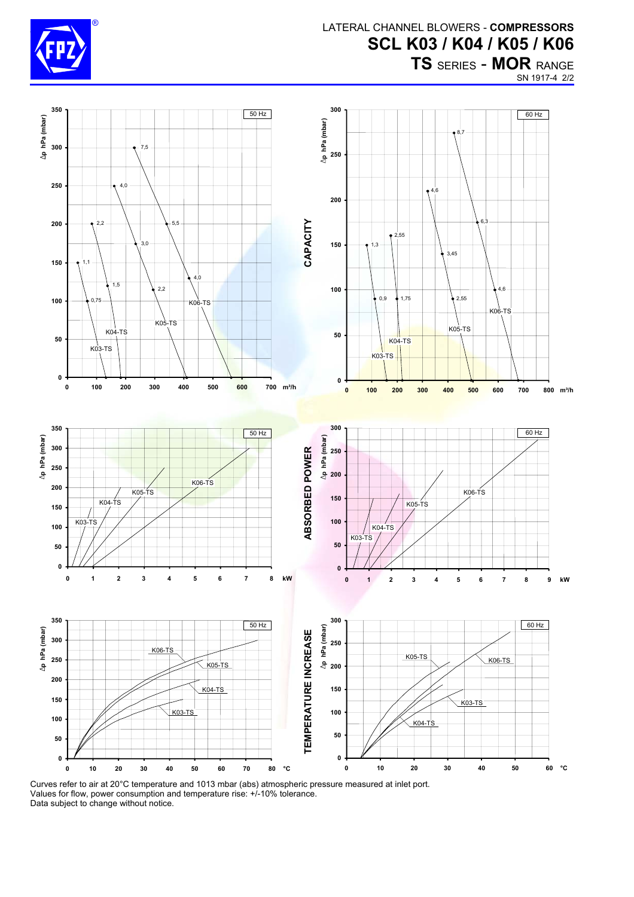# LATERAL CHANNEL BLOWERS - **COMPRESSORS**

## SCL K03 / K04 / K05 / K06

## TS SERIES - MOR RANGE

SN 1917-4 2/2

**CAPACITY**

50 Hz

Δp hPa (mbar)

350
300
250
200
150
100
50
0

0 100 200 300 400 500 600 700 m³/h

K03-TS: 1,1 0,75
K04-TS: 2,2 1,5
K05-TS: 4,0 3,0 2,2
K06-TS: 7,5 5,5 4,0

60 Hz

Δp hPa (mbar)

300
250
200
150
100
50
0

0 100 200 300 400 500 600 700 800 m³/h

K03-TS: 1,3 0,9
K04-TS: 2,55 1,75
K05-TS: 4,6 3,45 2,55
K06-TS: 8,7 6,3 4,6

**ABSORBED POWER**

50 Hz

Δp hPa (mbar)

350
300
250
200
150
100
50
0

0 1 2 3 4 5 6 7 8 kW

K03-TS
K04-TS
K05-TS
K06-TS

60 Hz

Δp hPa (mbar)

300
250
200
150
100
50
0

0 1 2 3 4 5 6 7 8 9 kW

K03-TS
K04-TS
K05-TS
K06-TS

**TEMPERATURE INCREASE**

50 Hz

Δp hPa (mbar)

350
300
250
200
150
100
50
0

0 10 20 30 40 50 60 70 80 °C

K06-TS
K05-TS
K04-TS
K03-TS

60 Hz

Δp hPa (mbar)

300
250
200
150
100
50
0

0 10 20 30 40 50 60 °C

K05-TS
K06-TS
K03-TS
K04-TS

Curves refer to air at 20°C temperature and 1013 mbar (abs) atmospheric pressure measured at inlet port.
Values for flow, power consumption and temperature rise: +/-10% tolerance.
Data subject to change without notice.